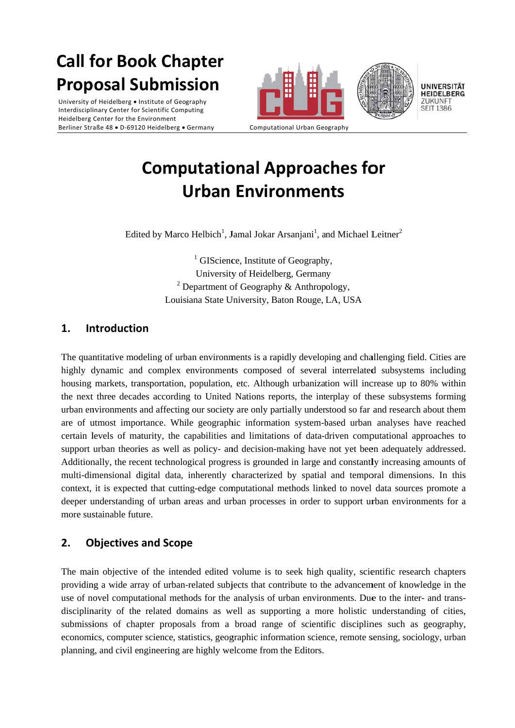# Call for Book Chapter Proposal Submission

University of Heidelberg • Institute of Geography
Interdisciplinary Center for Scientific Computing
Heidelberg Center for the Environment
Berliner Straße 48 • D-69120 Heidelberg • Germany

Computational Urban Geography

UNIVERSITÄT HEIDELBERG
ZUKUNFT SEIT 1386

# Computational Approaches for Urban Environments

Edited by Marco Helbich[1], Jamal Jokar Arsanjani[1], and Michael Leitner[2]

[1] GIScience, Institute of Geography,
University of Heidelberg, Germany
[2] Department of Geography & Anthropology,
Louisiana State University, Baton Rouge, LA, USA

## 1. Introduction

The quantitative modeling of urban environments is a rapidly developing and challenging field. Cities are highly dynamic and complex environments composed of several interrelated subsystems including housing markets, transportation, population, etc. Although urbanization will increase up to 80% within the next three decades according to United Nations reports, the interplay of these subsystems forming urban environments and affecting our society are only partially understood so far and research about them are of utmost importance. While geographic information system-based urban analyses have reached certain levels of maturity, the capabilities and limitations of data-driven computational approaches to support urban theories as well as policy- and decision-making have not yet been adequately addressed. Additionally, the recent technological progress is grounded in large and constantly increasing amounts of multi-dimensional digital data, inherently characterized by spatial and temporal dimensions. In this context, it is expected that cutting-edge computational methods linked to novel data sources promote a deeper understanding of urban areas and urban processes in order to support urban environments for a more sustainable future.

## 2. Objectives and Scope

The main objective of the intended edited volume is to seek high quality, scientific research chapters providing a wide array of urban-related subjects that contribute to the advancement of knowledge in the use of novel computational methods for the analysis of urban environments. Due to the inter- and trans-disciplinarity of the related domains as well as supporting a more holistic understanding of cities, submissions of chapter proposals from a broad range of scientific disciplines such as geography, economics, computer science, statistics, geographic information science, remote sensing, sociology, urban planning, and civil engineering are highly welcome from the Editors.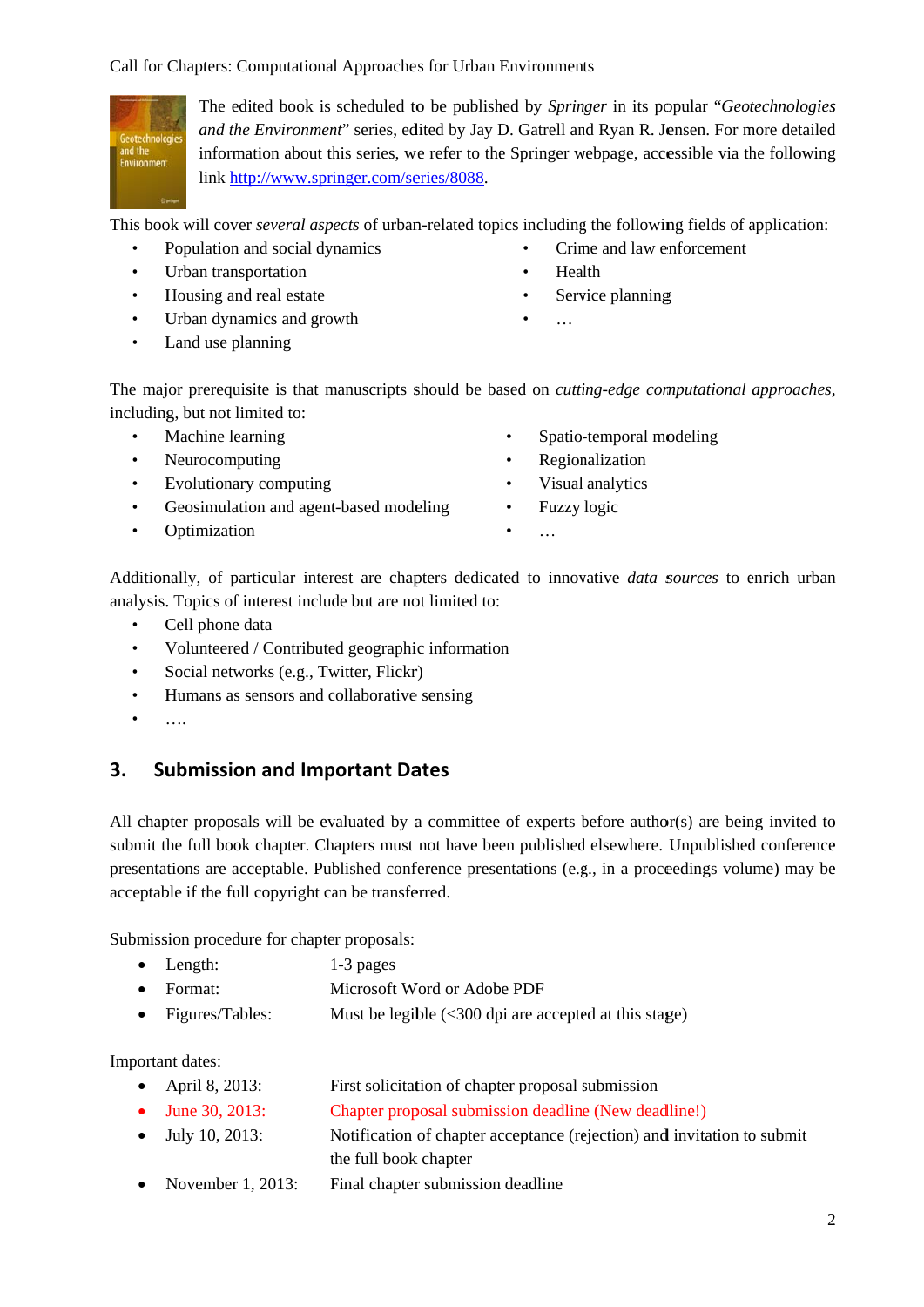The edited book is scheduled to be published by *Springer* in its popular "*Geotechnologies and the Environment*" series, edited by Jay D. Gatrell and Ryan R. Jensen. For more detailed information about this series, we refer to the Springer webpage, accessible via the following link [http://www.springer.com/series/8088](http://www.springer.com/series/8088).

This book will cover *several aspects* of urban-related topics including the following fields of application:

- Population and social dynamics
- Urban transportation
- Housing and real estate
- Urban dynamics and growth
- Land use planning
- Crime and law enforcement
- Health
- Service planning
- …

The major prerequisite is that manuscripts should be based on *cutting-edge computational approaches*, including, but not limited to:

- Machine learning
- Neurocomputing
- Evolutionary computing
- Geosimulation and agent-based modeling
- Optimization
- Spatio-temporal modeling
- Regionalization
- Visual analytics
- Fuzzy logic
- …

Additionally, of particular interest are chapters dedicated to innovative *data sources* to enrich urban analysis. Topics of interest include but are not limited to:

- Cell phone data
- Volunteered / Contributed geographic information
- Social networks (e.g., Twitter, Flickr)
- Humans as sensors and collaborative sensing
- ….

## 3. Submission and Important Dates

All chapter proposals will be evaluated by a committee of experts before author(s) are being invited to submit the full book chapter. Chapters must not have been published elsewhere. Unpublished conference presentations are acceptable. Published conference presentations (e.g., in a proceedings volume) may be acceptable if the full copyright can be transferred.

Submission procedure for chapter proposals:

- Length: 1-3 pages
- Format: Microsoft Word or Adobe PDF
- Figures/Tables: Must be legible (<300 dpi are accepted at this stage)

Important dates:

- April 8, 2013: First solicitation of chapter proposal submission
- June 30, 2013: Chapter proposal submission deadline (New deadline!)
- July 10, 2013: Notification of chapter acceptance (rejection) and invitation to submit the full book chapter
- November 1, 2013: Final chapter submission deadline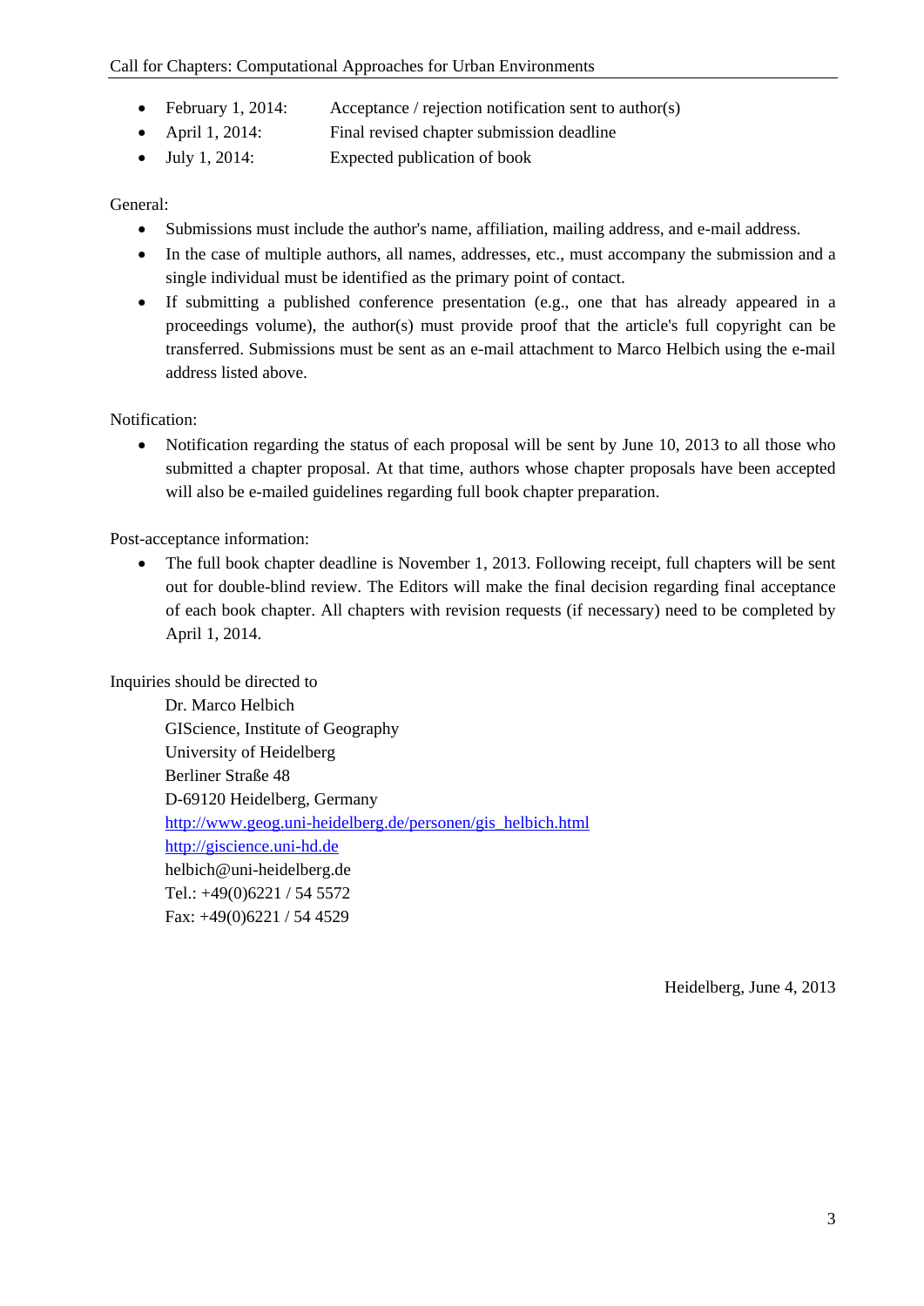- February 1, 2014: Acceptance / rejection notification sent to author(s)
- April 1, 2014: Final revised chapter submission deadline
- July 1, 2014: Expected publication of book

General:

- Submissions must include the author's name, affiliation, mailing address, and e-mail address.
- In the case of multiple authors, all names, addresses, etc., must accompany the submission and a single individual must be identified as the primary point of contact.
- If submitting a published conference presentation (e.g., one that has already appeared in a proceedings volume), the author(s) must provide proof that the article's full copyright can be transferred. Submissions must be sent as an e-mail attachment to Marco Helbich using the e-mail address listed above.

Notification:

- Notification regarding the status of each proposal will be sent by June 10, 2013 to all those who submitted a chapter proposal. At that time, authors whose chapter proposals have been accepted will also be e-mailed guidelines regarding full book chapter preparation.

Post-acceptance information:

- The full book chapter deadline is November 1, 2013. Following receipt, full chapters will be sent out for double-blind review. The Editors will make the final decision regarding final acceptance of each book chapter. All chapters with revision requests (if necessary) need to be completed by April 1, 2014.

Inquiries should be directed to

Dr. Marco Helbich
GIScience, Institute of Geography
University of Heidelberg
Berliner Straße 48
D-69120 Heidelberg, Germany
http://www.geog.uni-heidelberg.de/personen/gis_helbich.html
http://giscience.uni-hd.de
helbich@uni-heidelberg.de
Tel.: +49(0)6221 / 54 5572
Fax: +49(0)6221 / 54 4529

Heidelberg, June 4, 2013